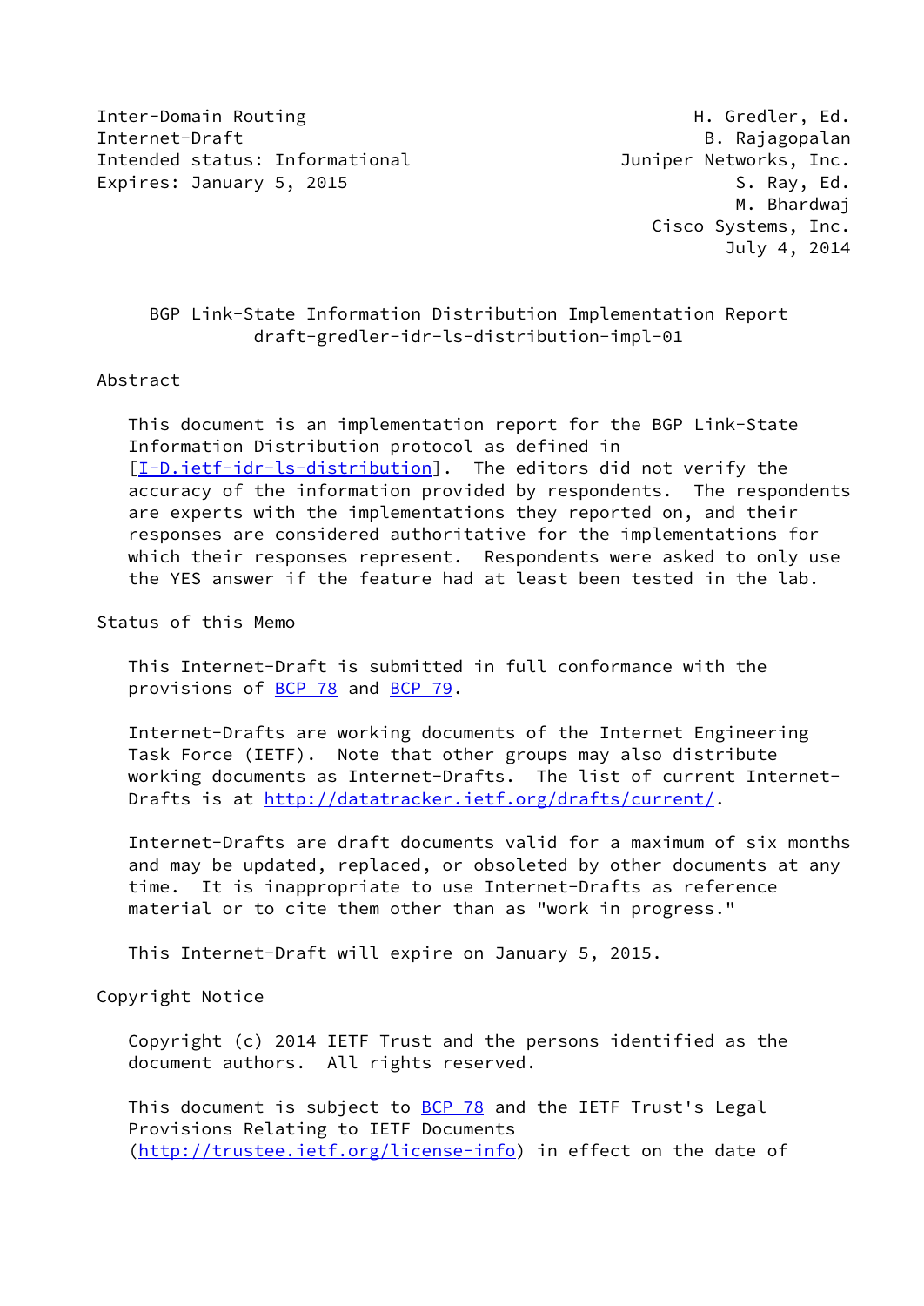Inter-Domain Routing H. Gredler, Ed.
Internet-Draft B. Rajagopalan
Intended status: Informational Juniper Networks, Inc.
Expires: January 5, 2015 S. Ray, Ed.
M. Bhardwaj
Cisco Systems, Inc.
July 4, 2014

# BGP Link-State Information Distribution Implementation Report
## draft-gredler-idr-ls-distribution-impl-01

## Abstract

This document is an implementation report for the BGP Link-State Information Distribution protocol as defined in [I-D.ietf-idr-ls-distribution]. The editors did not verify the accuracy of the information provided by respondents. The respondents are experts with the implementations they reported on, and their responses are considered authoritative for the implementations for which their responses represent. Respondents were asked to only use the YES answer if the feature had at least been tested in the lab.

## Status of this Memo

This Internet-Draft is submitted in full conformance with the provisions of BCP 78 and BCP 79.

Internet-Drafts are working documents of the Internet Engineering Task Force (IETF). Note that other groups may also distribute working documents as Internet-Drafts. The list of current Internet-Drafts is at http://datatracker.ietf.org/drafts/current/.

Internet-Drafts are draft documents valid for a maximum of six months and may be updated, replaced, or obsoleted by other documents at any time. It is inappropriate to use Internet-Drafts as reference material or to cite them other than as "work in progress."

This Internet-Draft will expire on January 5, 2015.

## Copyright Notice

Copyright (c) 2014 IETF Trust and the persons identified as the document authors. All rights reserved.

This document is subject to BCP 78 and the IETF Trust's Legal Provisions Relating to IETF Documents (http://trustee.ietf.org/license-info) in effect on the date of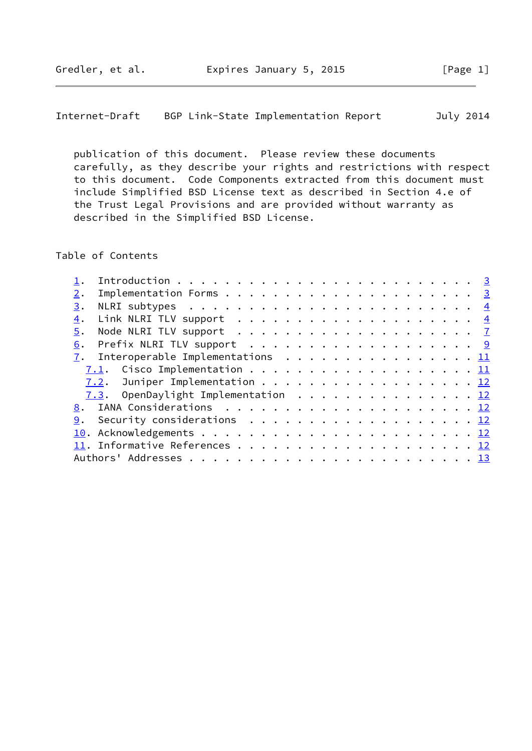publication of this document. Please review these documents carefully, as they describe your rights and restrictions with respect to this document. Code Components extracted from this document must include Simplified BSD License text as described in Section 4.e of the Trust Legal Provisions and are provided without warranty as described in the Simplified BSD License.

## Table of Contents

- 1. Introduction . . . . . . . . . . . . . . . . . . . . . . . . . 3
- 2. Implementation Forms . . . . . . . . . . . . . . . . . . . . . 3
- 3. NLRI subtypes . . . . . . . . . . . . . . . . . . . . . . . . 4
- 4. Link NLRI TLV support . . . . . . . . . . . . . . . . . . . . 4
- 5. Node NLRI TLV support . . . . . . . . . . . . . . . . . . . . 7
- 6. Prefix NLRI TLV support . . . . . . . . . . . . . . . . . . . 9
- 7. Interoperable Implementations . . . . . . . . . . . . . . . . 11
  - 7.1. Cisco Implementation . . . . . . . . . . . . . . . . . . . 11
  - 7.2. Juniper Implementation . . . . . . . . . . . . . . . . . . 12
  - 7.3. OpenDaylight Implementation . . . . . . . . . . . . . . . 12
- 8. IANA Considerations . . . . . . . . . . . . . . . . . . . . . 12
- 9. Security considerations . . . . . . . . . . . . . . . . . . . 12
- 10. Acknowledgements . . . . . . . . . . . . . . . . . . . . . . 12
- 11. Informative References . . . . . . . . . . . . . . . . . . . 12
- Authors' Addresses . . . . . . . . . . . . . . . . . . . . . . . 13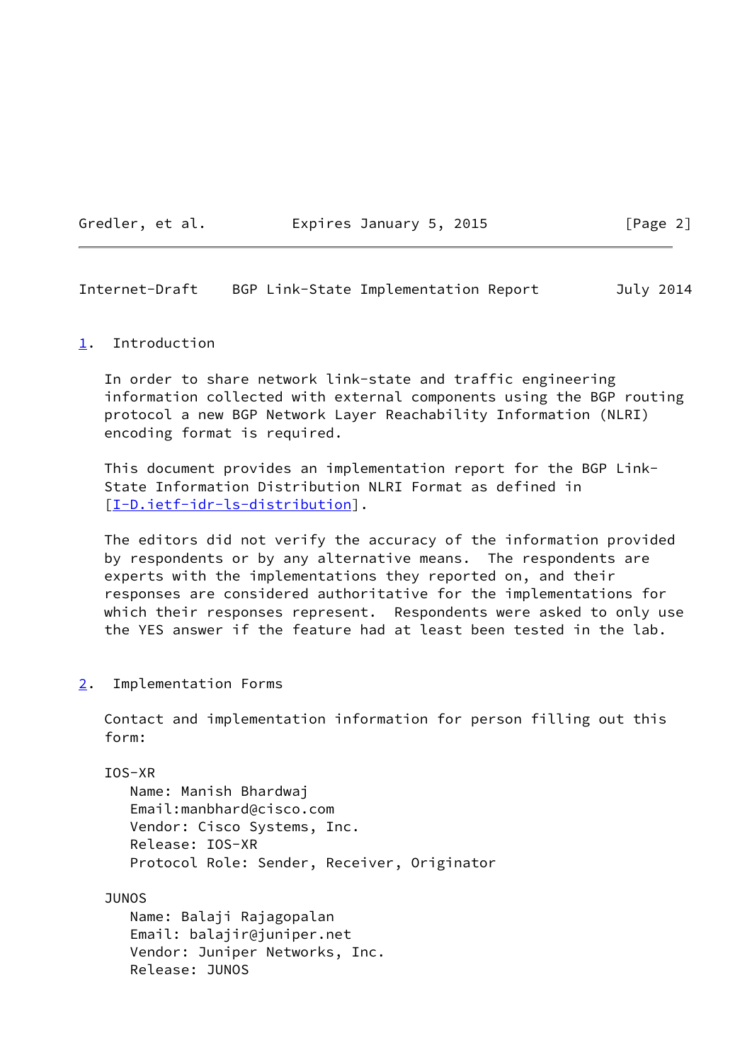## 1. Introduction

In order to share network link-state and traffic engineering information collected with external components using the BGP routing protocol a new BGP Network Layer Reachability Information (NLRI) encoding format is required.

This document provides an implementation report for the BGP Link-State Information Distribution NLRI Format as defined in [I-D.ietf-idr-ls-distribution].

The editors did not verify the accuracy of the information provided by respondents or by any alternative means. The respondents are experts with the implementations they reported on, and their responses are considered authoritative for the implementations for which their responses represent. Respondents were asked to only use the YES answer if the feature had at least been tested in the lab.

## 2. Implementation Forms

Contact and implementation information for person filling out this form:

IOS-XR
- Name: Manish Bhardwaj
- Email:manbhard@cisco.com
- Vendor: Cisco Systems, Inc.
- Release: IOS-XR
- Protocol Role: Sender, Receiver, Originator

JUNOS
- Name: Balaji Rajagopalan
- Email: balajir@juniper.net
- Vendor: Juniper Networks, Inc.
- Release: JUNOS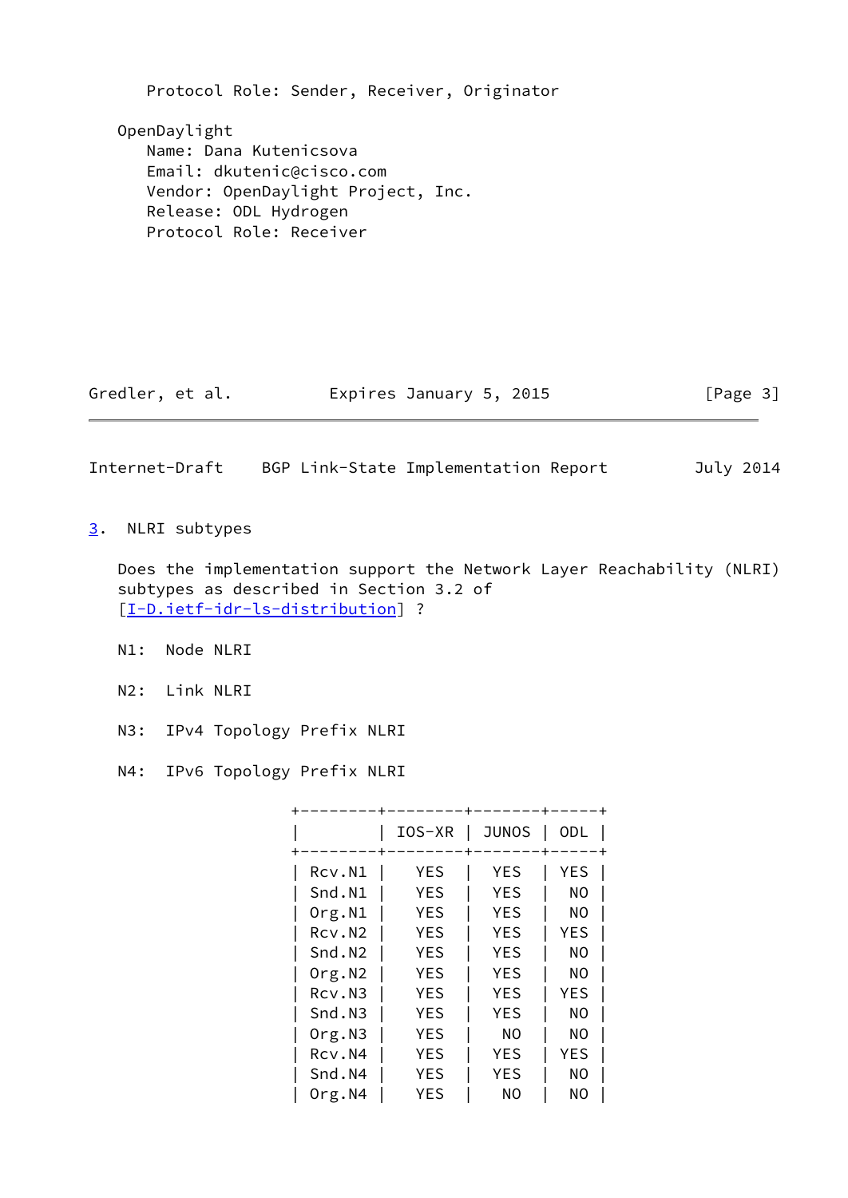Protocol Role: Sender, Receiver, Originator

OpenDaylight
  Name: Dana Kutenicsova
  Email: dkutenic@cisco.com
  Vendor: OpenDaylight Project, Inc.
  Release: ODL Hydrogen
  Protocol Role: Receiver

## 3. NLRI subtypes

Does the implementation support the Network Layer Reachability (NLRI) subtypes as described in Section 3.2 of [I-D.ietf-idr-ls-distribution] ?

N1: Node NLRI

N2: Link NLRI

N3: IPv4 Topology Prefix NLRI

N4: IPv6 Topology Prefix NLRI

| | IOS-XR | JUNOS | ODL |
|---|---|---|---|
| Rcv.N1 | YES | YES | YES |
| Snd.N1 | YES | YES | NO |
| Org.N1 | YES | YES | NO |
| Rcv.N2 | YES | YES | YES |
| Snd.N2 | YES | YES | NO |
| Org.N2 | YES | YES | NO |
| Rcv.N3 | YES | YES | YES |
| Snd.N3 | YES | YES | NO |
| Org.N3 | YES | NO | NO |
| Rcv.N4 | YES | YES | YES |
| Snd.N4 | YES | YES | NO |
| Org.N4 | YES | NO | NO |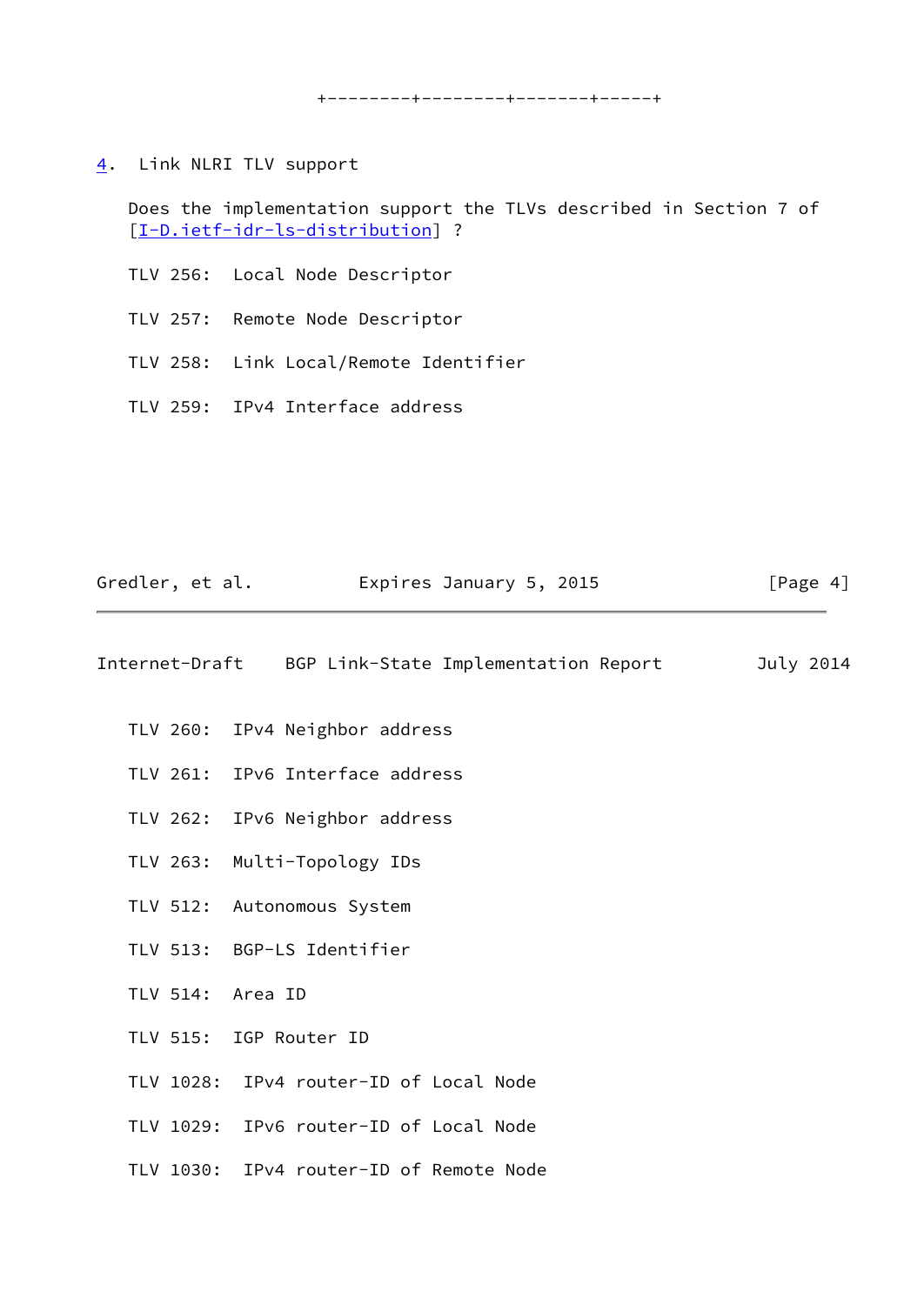## 4. Link NLRI TLV support

Does the implementation support the TLVs described in Section 7 of [I-D.ietf-idr-ls-distribution] ?

TLV 256: Local Node Descriptor

TLV 257: Remote Node Descriptor

TLV 258: Link Local/Remote Identifier

TLV 259: IPv4 Interface address

TLV 260: IPv4 Neighbor address

TLV 261: IPv6 Interface address

TLV 262: IPv6 Neighbor address

TLV 263: Multi-Topology IDs

TLV 512: Autonomous System

TLV 513: BGP-LS Identifier

TLV 514: Area ID

TLV 515: IGP Router ID

TLV 1028: IPv4 router-ID of Local Node

TLV 1029: IPv6 router-ID of Local Node

TLV 1030: IPv4 router-ID of Remote Node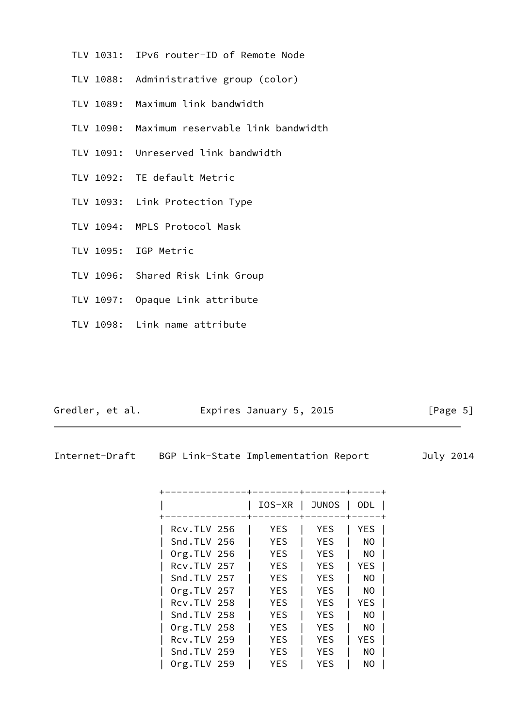TLV 1031: IPv6 router-ID of Remote Node

TLV 1088: Administrative group (color)

TLV 1089: Maximum link bandwidth

TLV 1090: Maximum reservable link bandwidth

TLV 1091: Unreserved link bandwidth

TLV 1092: TE default Metric

TLV 1093: Link Protection Type

TLV 1094: MPLS Protocol Mask

TLV 1095: IGP Metric

TLV 1096: Shared Risk Link Group

TLV 1097: Opaque Link attribute

TLV 1098: Link name attribute

| | IOS-XR | JUNOS | ODL |
|---|---|---|---|
| Rcv.TLV 256 | YES | YES | YES |
| Snd.TLV 256 | YES | YES | NO |
| Org.TLV 256 | YES | YES | NO |
| Rcv.TLV 257 | YES | YES | YES |
| Snd.TLV 257 | YES | YES | NO |
| Org.TLV 257 | YES | YES | NO |
| Rcv.TLV 258 | YES | YES | YES |
| Snd.TLV 258 | YES | YES | NO |
| Org.TLV 258 | YES | YES | NO |
| Rcv.TLV 259 | YES | YES | YES |
| Snd.TLV 259 | YES | YES | NO |
| Org.TLV 259 | YES | YES | NO |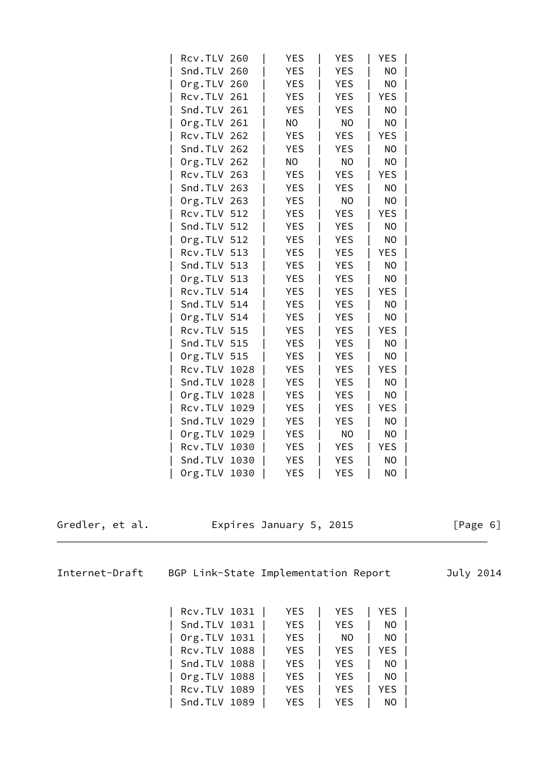| | | | |
|---|---|---|---|
| Rcv.TLV 260 | YES | YES | YES |
| Snd.TLV 260 | YES | YES | NO |
| Org.TLV 260 | YES | YES | NO |
| Rcv.TLV 261 | YES | YES | YES |
| Snd.TLV 261 | YES | YES | NO |
| Org.TLV 261 | NO | NO | NO |
| Rcv.TLV 262 | YES | YES | YES |
| Snd.TLV 262 | YES | YES | NO |
| Org.TLV 262 | NO | NO | NO |
| Rcv.TLV 263 | YES | YES | YES |
| Snd.TLV 263 | YES | YES | NO |
| Org.TLV 263 | YES | NO | NO |
| Rcv.TLV 512 | YES | YES | YES |
| Snd.TLV 512 | YES | YES | NO |
| Org.TLV 512 | YES | YES | NO |
| Rcv.TLV 513 | YES | YES | YES |
| Snd.TLV 513 | YES | YES | NO |
| Org.TLV 513 | YES | YES | NO |
| Rcv.TLV 514 | YES | YES | YES |
| Snd.TLV 514 | YES | YES | NO |
| Org.TLV 514 | YES | YES | NO |
| Rcv.TLV 515 | YES | YES | YES |
| Snd.TLV 515 | YES | YES | NO |
| Org.TLV 515 | YES | YES | NO |
| Rcv.TLV 1028 | YES | YES | YES |
| Snd.TLV 1028 | YES | YES | NO |
| Org.TLV 1028 | YES | YES | NO |
| Rcv.TLV 1029 | YES | YES | YES |
| Snd.TLV 1029 | YES | YES | NO |
| Org.TLV 1029 | YES | NO | NO |
| Rcv.TLV 1030 | YES | YES | YES |
| Snd.TLV 1030 | YES | YES | NO |
| Org.TLV 1030 | YES | YES | NO |
| Rcv.TLV 1031 | YES | YES | YES |
| Snd.TLV 1031 | YES | YES | NO |
| Org.TLV 1031 | YES | NO | NO |
| Rcv.TLV 1088 | YES | YES | YES |
| Snd.TLV 1088 | YES | YES | NO |
| Org.TLV 1088 | YES | YES | NO |
| Rcv.TLV 1089 | YES | YES | YES |
| Snd.TLV 1089 | YES | YES | NO |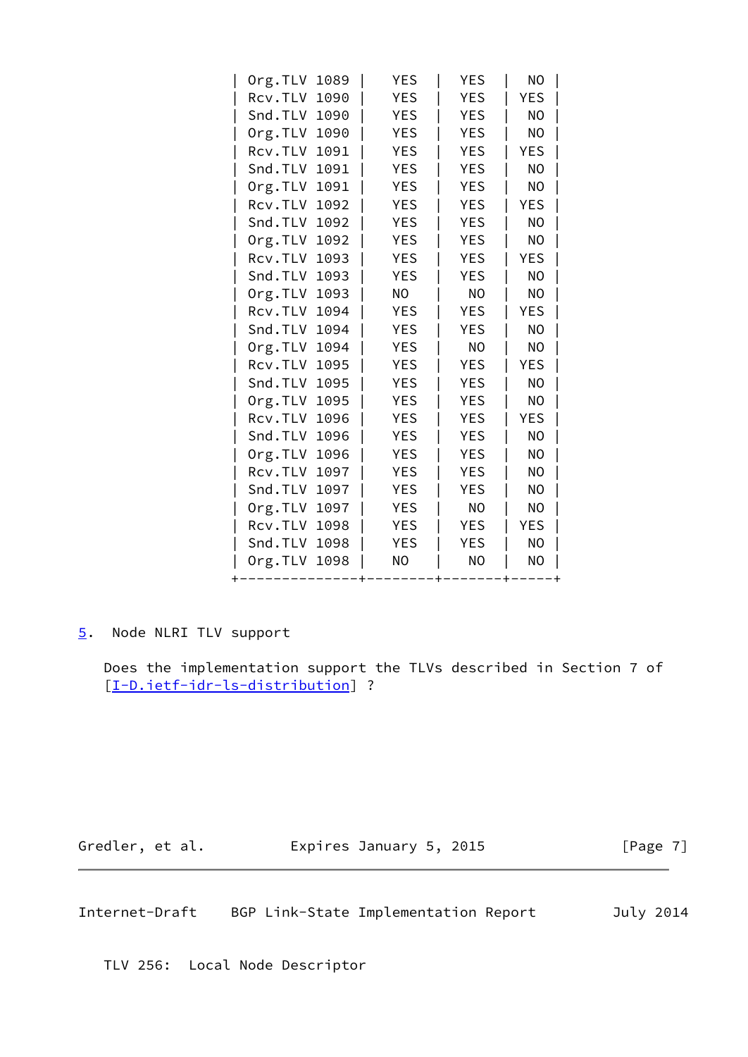| | | | |
|---|---|---|---|
| Org.TLV 1089 | YES | YES | NO |
| Rcv.TLV 1090 | YES | YES | YES |
| Snd.TLV 1090 | YES | YES | NO |
| Org.TLV 1090 | YES | YES | NO |
| Rcv.TLV 1091 | YES | YES | YES |
| Snd.TLV 1091 | YES | YES | NO |
| Org.TLV 1091 | YES | YES | NO |
| Rcv.TLV 1092 | YES | YES | YES |
| Snd.TLV 1092 | YES | YES | NO |
| Org.TLV 1092 | YES | YES | NO |
| Rcv.TLV 1093 | YES | YES | YES |
| Snd.TLV 1093 | YES | YES | NO |
| Org.TLV 1093 | NO | NO | NO |
| Rcv.TLV 1094 | YES | YES | YES |
| Snd.TLV 1094 | YES | YES | NO |
| Org.TLV 1094 | YES | NO | NO |
| Rcv.TLV 1095 | YES | YES | YES |
| Snd.TLV 1095 | YES | YES | NO |
| Org.TLV 1095 | YES | YES | NO |
| Rcv.TLV 1096 | YES | YES | YES |
| Snd.TLV 1096 | YES | YES | NO |
| Org.TLV 1096 | YES | YES | NO |
| Rcv.TLV 1097 | YES | YES | NO |
| Snd.TLV 1097 | YES | YES | NO |
| Org.TLV 1097 | YES | NO | NO |
| Rcv.TLV 1098 | YES | YES | YES |
| Snd.TLV 1098 | YES | YES | NO |
| Org.TLV 1098 | NO | NO | NO |

## 5. Node NLRI TLV support

Does the implementation support the TLVs described in Section 7 of [I-D.ietf-idr-ls-distribution] ?

TLV 256: Local Node Descriptor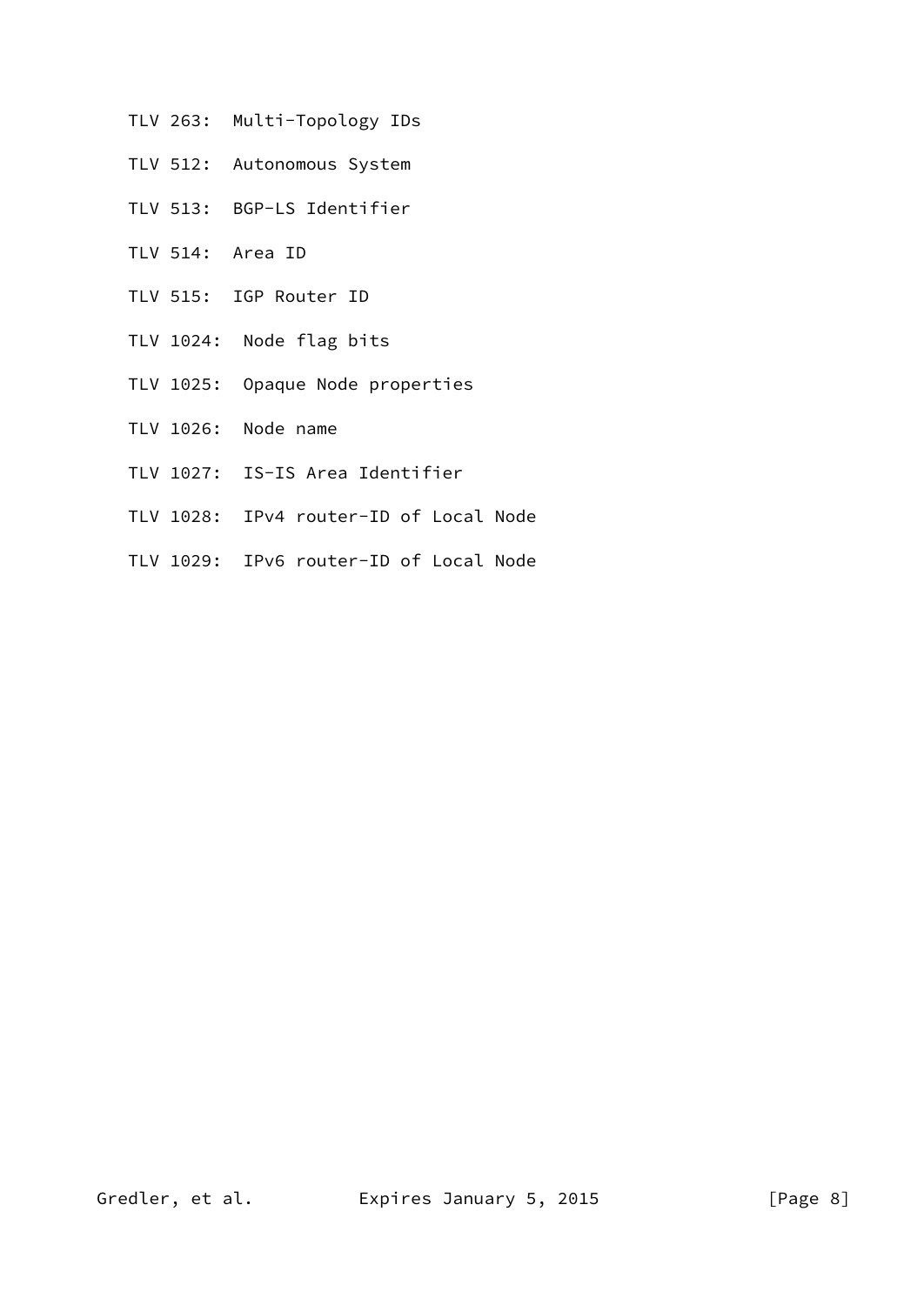TLV 263: Multi-Topology IDs

TLV 512: Autonomous System

TLV 513: BGP-LS Identifier

TLV 514: Area ID

TLV 515: IGP Router ID

TLV 1024: Node flag bits

TLV 1025: Opaque Node properties

TLV 1026: Node name

TLV 1027: IS-IS Area Identifier

TLV 1028: IPv4 router-ID of Local Node

TLV 1029: IPv6 router-ID of Local Node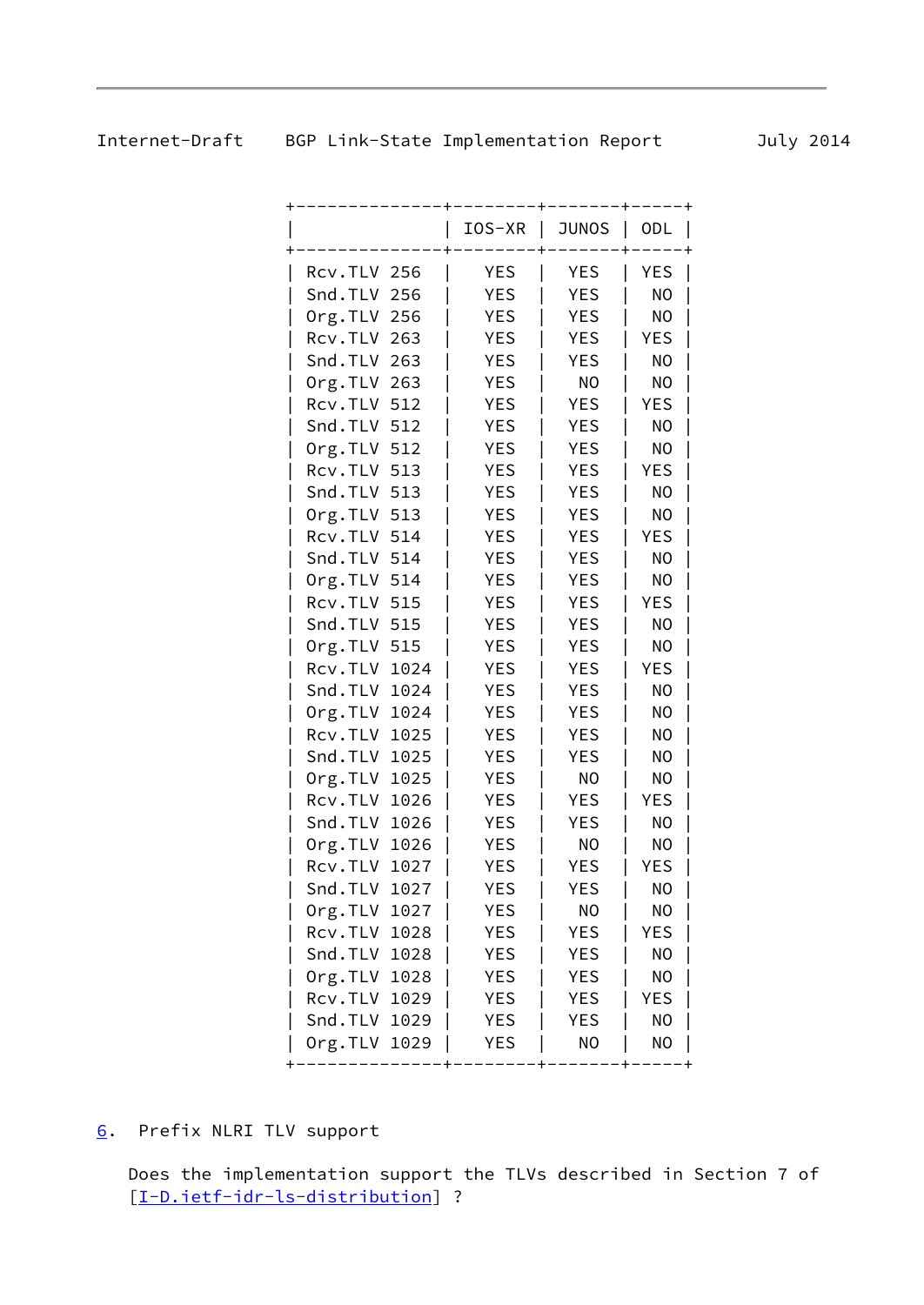|  | IOS-XR | JUNOS | ODL |
|---|---|---|---|
| Rcv.TLV 256 | YES | YES | YES |
| Snd.TLV 256 | YES | YES | NO |
| Org.TLV 256 | YES | YES | NO |
| Rcv.TLV 263 | YES | YES | YES |
| Snd.TLV 263 | YES | YES | NO |
| Org.TLV 263 | YES | NO | NO |
| Rcv.TLV 512 | YES | YES | YES |
| Snd.TLV 512 | YES | YES | NO |
| Org.TLV 512 | YES | YES | NO |
| Rcv.TLV 513 | YES | YES | YES |
| Snd.TLV 513 | YES | YES | NO |
| Org.TLV 513 | YES | YES | NO |
| Rcv.TLV 514 | YES | YES | YES |
| Snd.TLV 514 | YES | YES | NO |
| Org.TLV 514 | YES | YES | NO |
| Rcv.TLV 515 | YES | YES | YES |
| Snd.TLV 515 | YES | YES | NO |
| Org.TLV 515 | YES | YES | NO |
| Rcv.TLV 1024 | YES | YES | YES |
| Snd.TLV 1024 | YES | YES | NO |
| Org.TLV 1024 | YES | YES | NO |
| Rcv.TLV 1025 | YES | YES | NO |
| Snd.TLV 1025 | YES | YES | NO |
| Org.TLV 1025 | YES | NO | NO |
| Rcv.TLV 1026 | YES | YES | YES |
| Snd.TLV 1026 | YES | YES | NO |
| Org.TLV 1026 | YES | NO | NO |
| Rcv.TLV 1027 | YES | YES | YES |
| Snd.TLV 1027 | YES | YES | NO |
| Org.TLV 1027 | YES | NO | NO |
| Rcv.TLV 1028 | YES | YES | YES |
| Snd.TLV 1028 | YES | YES | NO |
| Org.TLV 1028 | YES | YES | NO |
| Rcv.TLV 1029 | YES | YES | YES |
| Snd.TLV 1029 | YES | YES | NO |
| Org.TLV 1029 | YES | NO | NO |

## 6. Prefix NLRI TLV support

Does the implementation support the TLVs described in Section 7 of [I-D.ietf-idr-ls-distribution] ?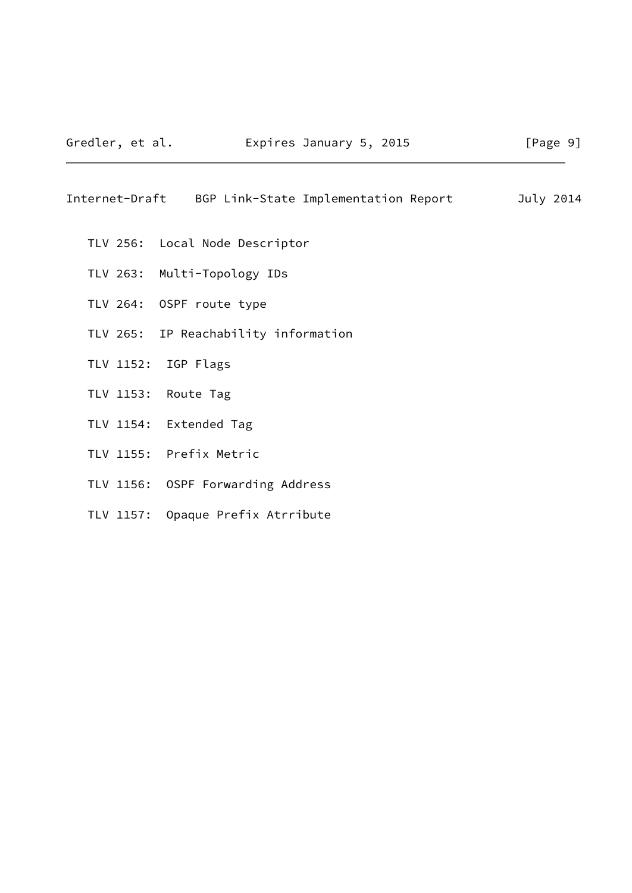TLV 256:  Local Node Descriptor

TLV 263:  Multi-Topology IDs

TLV 264:  OSPF route type

TLV 265:  IP Reachability information

TLV 1152:  IGP Flags

TLV 1153:  Route Tag

TLV 1154:  Extended Tag

TLV 1155:  Prefix Metric

TLV 1156:  OSPF Forwarding Address

TLV 1157:  Opaque Prefix Atrribute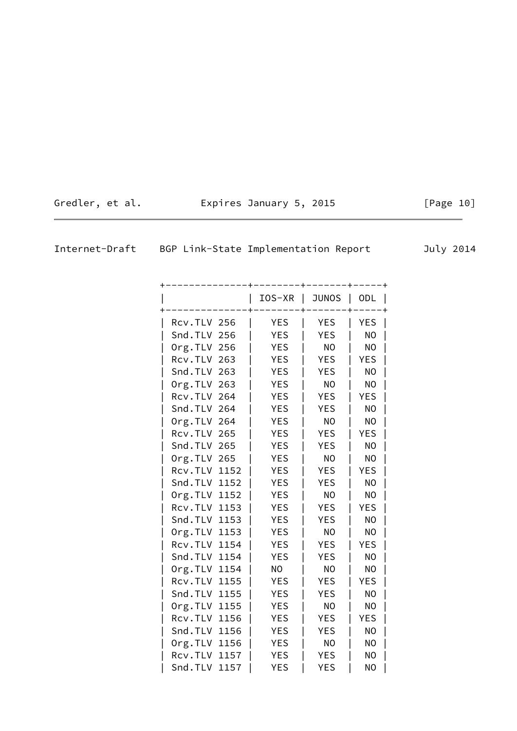| | IOS-XR | JUNOS | ODL |
|---|---|---|---|
| Rcv.TLV 256 | YES | YES | YES |
| Snd.TLV 256 | YES | YES | NO |
| Org.TLV 256 | YES | NO | NO |
| Rcv.TLV 263 | YES | YES | YES |
| Snd.TLV 263 | YES | YES | NO |
| Org.TLV 263 | YES | NO | NO |
| Rcv.TLV 264 | YES | YES | YES |
| Snd.TLV 264 | YES | YES | NO |
| Org.TLV 264 | YES | NO | NO |
| Rcv.TLV 265 | YES | YES | YES |
| Snd.TLV 265 | YES | YES | NO |
| Org.TLV 265 | YES | NO | NO |
| Rcv.TLV 1152 | YES | YES | YES |
| Snd.TLV 1152 | YES | YES | NO |
| Org.TLV 1152 | YES | NO | NO |
| Rcv.TLV 1153 | YES | YES | YES |
| Snd.TLV 1153 | YES | YES | NO |
| Org.TLV 1153 | YES | NO | NO |
| Rcv.TLV 1154 | YES | YES | YES |
| Snd.TLV 1154 | YES | YES | NO |
| Org.TLV 1154 | NO | NO | NO |
| Rcv.TLV 1155 | YES | YES | YES |
| Snd.TLV 1155 | YES | YES | NO |
| Org.TLV 1155 | YES | NO | NO |
| Rcv.TLV 1156 | YES | YES | YES |
| Snd.TLV 1156 | YES | YES | NO |
| Org.TLV 1156 | YES | NO | NO |
| Rcv.TLV 1157 | YES | YES | NO |
| Snd.TLV 1157 | YES | YES | NO |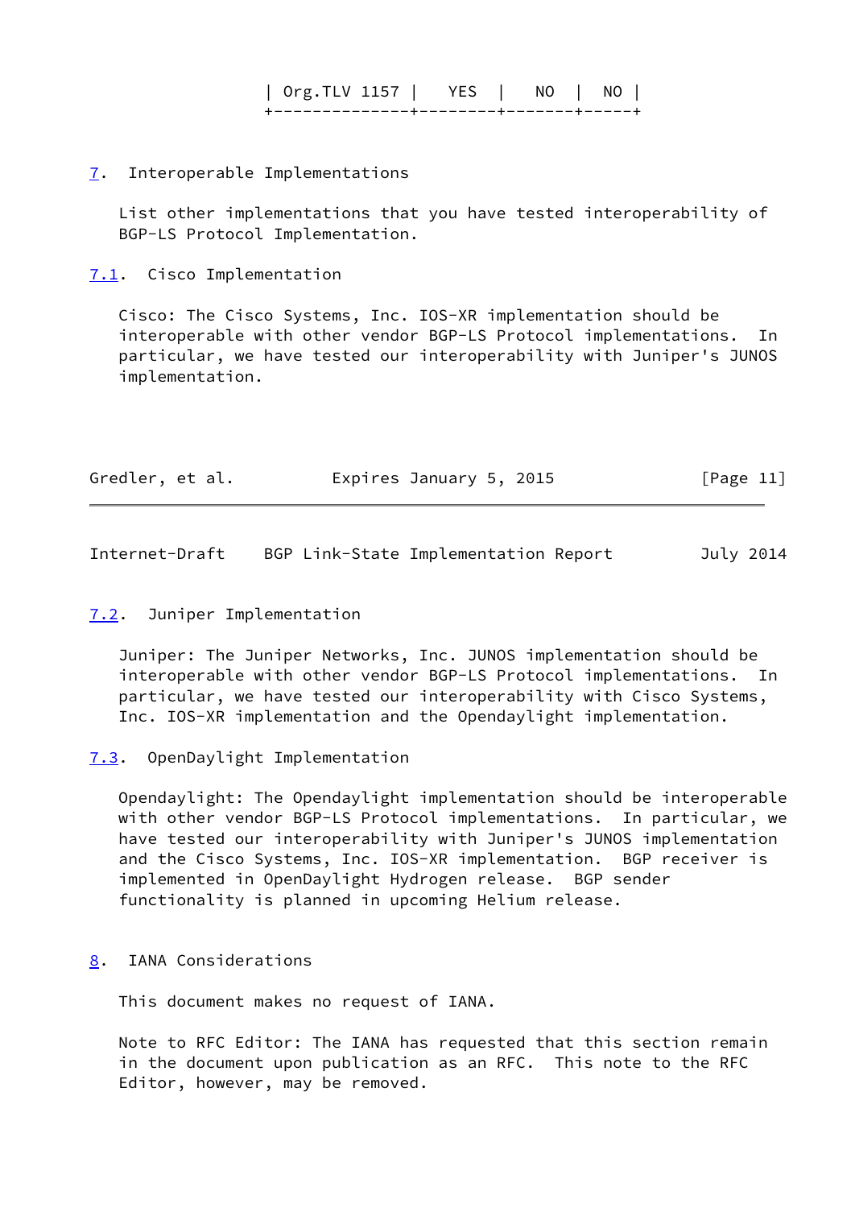| Org.TLV 1157 | YES | NO | NO |
|---|---|---|---|

## 7. Interoperable Implementations

List other implementations that you have tested interoperability of BGP-LS Protocol Implementation.

### 7.1. Cisco Implementation

Cisco: The Cisco Systems, Inc. IOS-XR implementation should be interoperable with other vendor BGP-LS Protocol implementations. In particular, we have tested our interoperability with Juniper's JUNOS implementation.

### 7.2. Juniper Implementation

Juniper: The Juniper Networks, Inc. JUNOS implementation should be interoperable with other vendor BGP-LS Protocol implementations. In particular, we have tested our interoperability with Cisco Systems, Inc. IOS-XR implementation and the Opendaylight implementation.

### 7.3. OpenDaylight Implementation

Opendaylight: The Opendaylight implementation should be interoperable with other vendor BGP-LS Protocol implementations. In particular, we have tested our interoperability with Juniper's JUNOS implementation and the Cisco Systems, Inc. IOS-XR implementation. BGP receiver is implemented in OpenDaylight Hydrogen release. BGP sender functionality is planned in upcoming Helium release.

## 8. IANA Considerations

This document makes no request of IANA.

Note to RFC Editor: The IANA has requested that this section remain in the document upon publication as an RFC. This note to the RFC Editor, however, may be removed.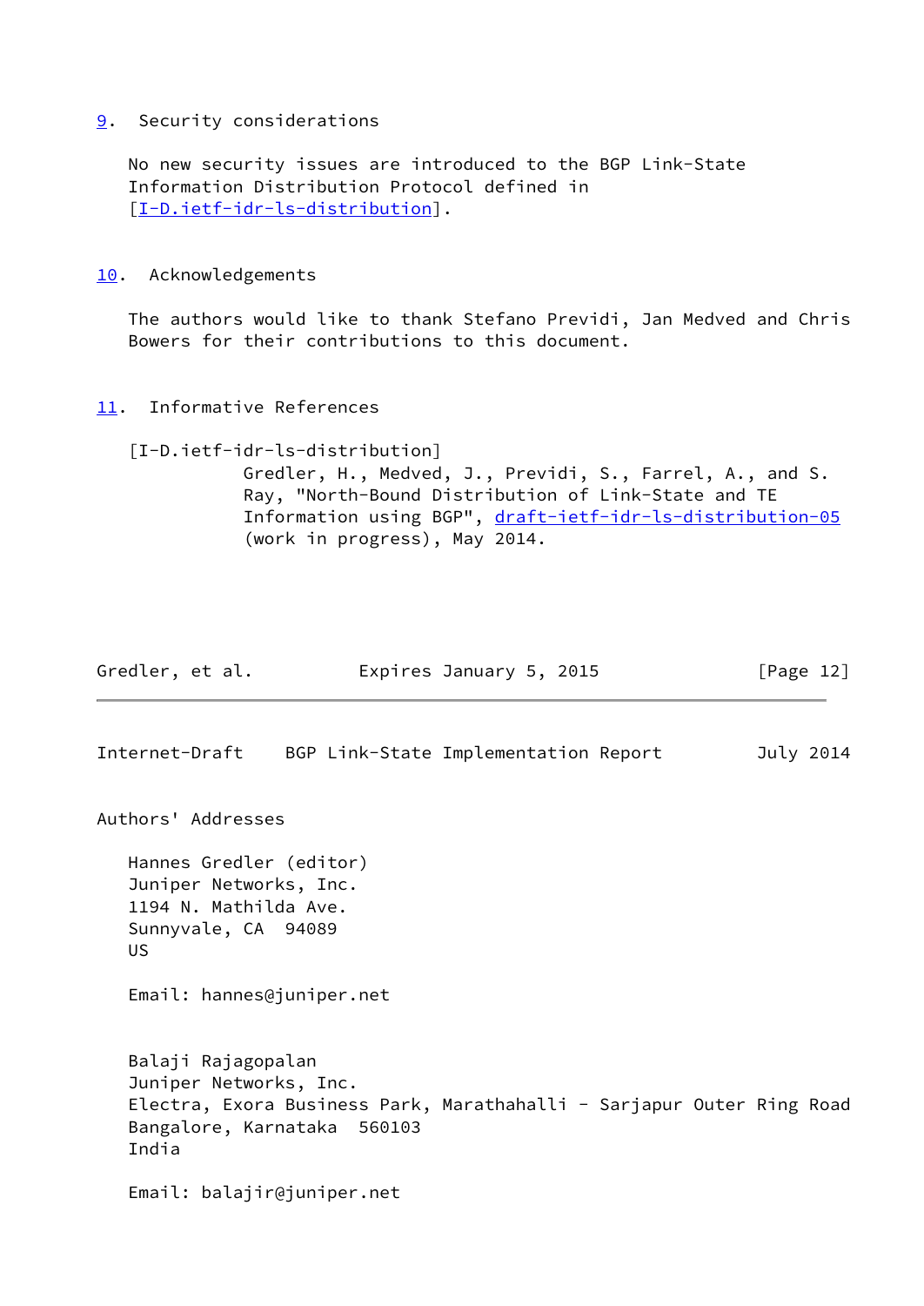## 9. Security considerations

No new security issues are introduced to the BGP Link-State Information Distribution Protocol defined in [I-D.ietf-idr-ls-distribution].

## 10. Acknowledgements

The authors would like to thank Stefano Previdi, Jan Medved and Chris Bowers for their contributions to this document.

## 11. Informative References

[I-D.ietf-idr-ls-distribution]
Gredler, H., Medved, J., Previdi, S., Farrel, A., and S. Ray, "North-Bound Distribution of Link-State and TE Information using BGP", draft-ietf-idr-ls-distribution-05 (work in progress), May 2014.

## Authors' Addresses

Hannes Gredler (editor)
Juniper Networks, Inc.
1194 N. Mathilda Ave.
Sunnyvale, CA 94089
US

Email: hannes@juniper.net

Balaji Rajagopalan
Juniper Networks, Inc.
Electra, Exora Business Park, Marathahalli - Sarjapur Outer Ring Road
Bangalore, Karnataka 560103
India

Email: balajir@juniper.net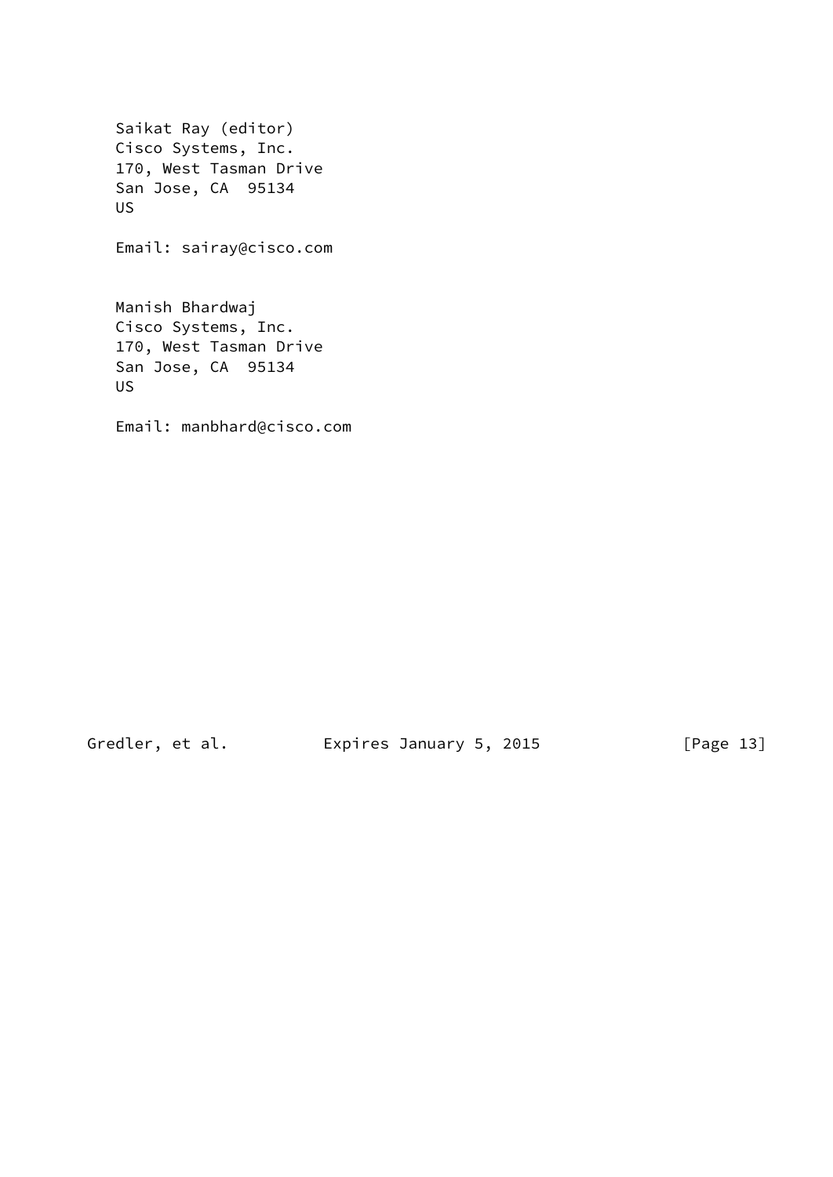Saikat Ray (editor)
Cisco Systems, Inc.
170, West Tasman Drive
San Jose, CA  95134
US

Email: sairay@cisco.com

Manish Bhardwaj
Cisco Systems, Inc.
170, West Tasman Drive
San Jose, CA  95134
US

Email: manbhard@cisco.com